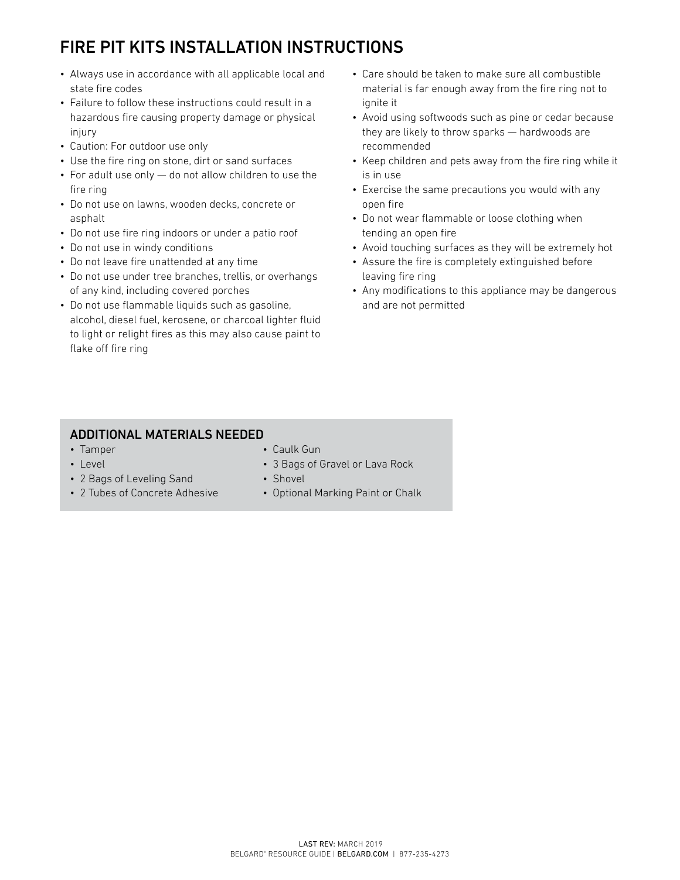# FIRE PIT KITS INSTALLATION INSTRUCTIONS

- Always use in accordance with all applicable local and state fire codes
- Failure to follow these instructions could result in a hazardous fire causing property damage or physical injury
- Caution: For outdoor use only
- Use the fire ring on stone, dirt or sand surfaces
- For adult use only — do not allow children to use the fire ring
- Do not use on lawns, wooden decks, concrete or asphalt
- Do not use fire ring indoors or under a patio roof
- Do not use in windy conditions
- Do not leave fire unattended at any time
- Do not use under tree branches, trellis, or overhangs of any kind, including covered porches
- Do not use flammable liquids such as gasoline, alcohol, diesel fuel, kerosene, or charcoal lighter fluid to light or relight fires as this may also cause paint to flake off fire ring
- Care should be taken to make sure all combustible material is far enough away from the fire ring not to ignite it
- Avoid using softwoods such as pine or cedar because they are likely to throw sparks — hardwoods are recommended
- Keep children and pets away from the fire ring while it is in use
- Exercise the same precautions you would with any open fire
- Do not wear flammable or loose clothing when tending an open fire
- Avoid touching surfaces as they will be extremely hot
- Assure the fire is completely extinguished before leaving fire ring
- Any modifications to this appliance may be dangerous and are not permitted

## ADDITIONAL MATERIALS NEEDED

- Tamper
- Level
- 2 Bags of Leveling Sand
- 2 Tubes of Concrete Adhesive
- Caulk Gun
- 3 Bags of Gravel or Lava Rock
- Shovel
- Optional Marking Paint or Chalk

LAST REV: MARCH 2019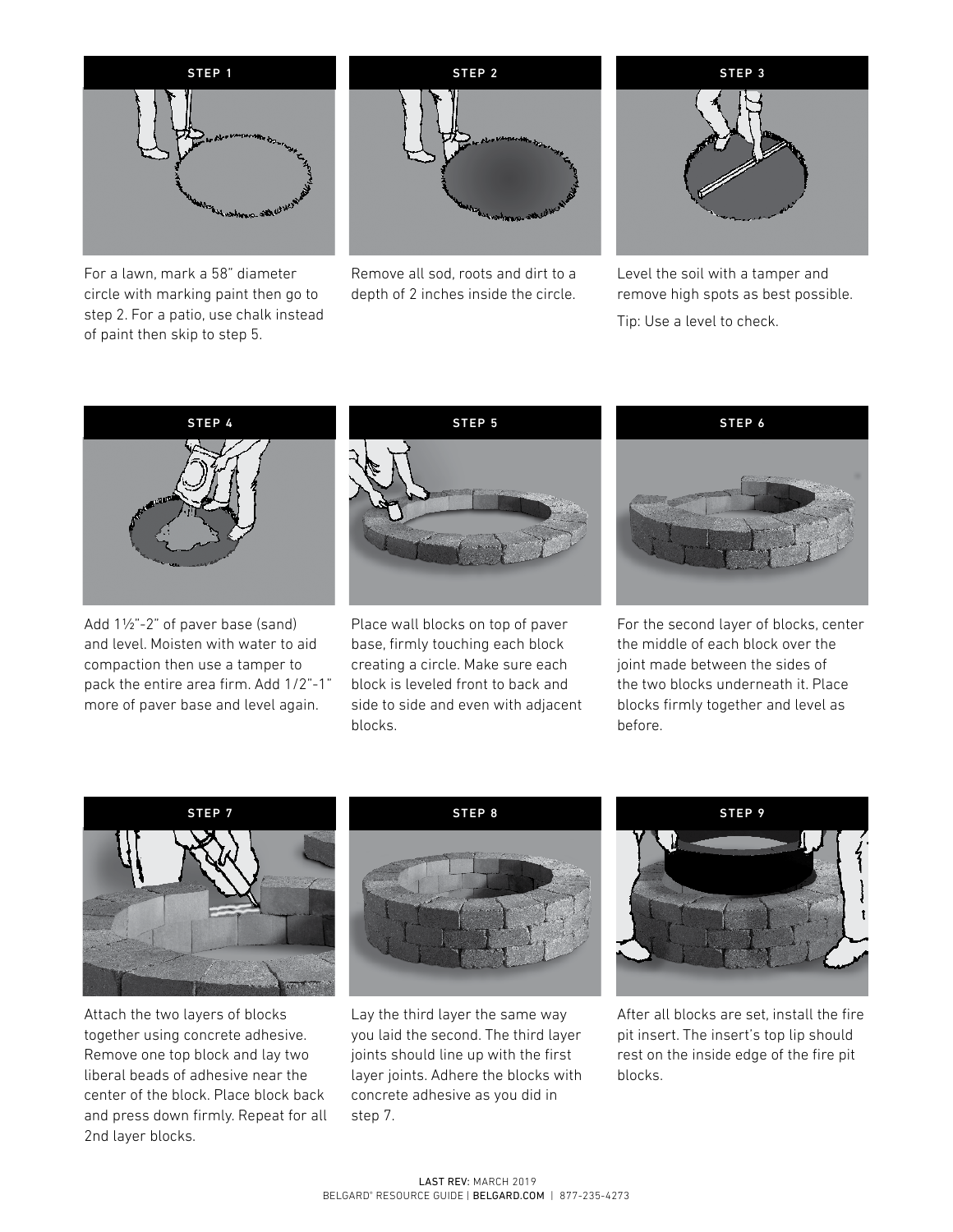## STEP 1

For a lawn, mark a 58" diameter circle with marking paint then go to step 2. For a patio, use chalk instead of paint then skip to step 5.

## STEP 2

Remove all sod, roots and dirt to a depth of 2 inches inside the circle.

## STEP 3

Level the soil with a tamper and remove high spots as best possible.

Tip: Use a level to check.

## STEP 4

Add 1½"-2" of paver base (sand) and level. Moisten with water to aid compaction then use a tamper to pack the entire area firm. Add 1/2"-1" more of paver base and level again.

## STEP 5

Place wall blocks on top of paver base, firmly touching each block creating a circle. Make sure each block is leveled front to back and side to side and even with adjacent blocks.

## STEP 6

For the second layer of blocks, center the middle of each block over the joint made between the sides of the two blocks underneath it. Place blocks firmly together and level as before.

## STEP 7

Attach the two layers of blocks together using concrete adhesive. Remove one top block and lay two liberal beads of adhesive near the center of the block. Place block back and press down firmly. Repeat for all 2nd layer blocks.

## STEP 8

Lay the third layer the same way you laid the second. The third layer joints should line up with the first layer joints. Adhere the blocks with concrete adhesive as you did in step 7.

## STEP 9

After all blocks are set, install the fire pit insert. The insert's top lip should rest on the inside edge of the fire pit blocks.

LAST REV: MARCH 2019

BELGARD® RESOURCE GUIDE | BELGARD.COM | 877-235-4273